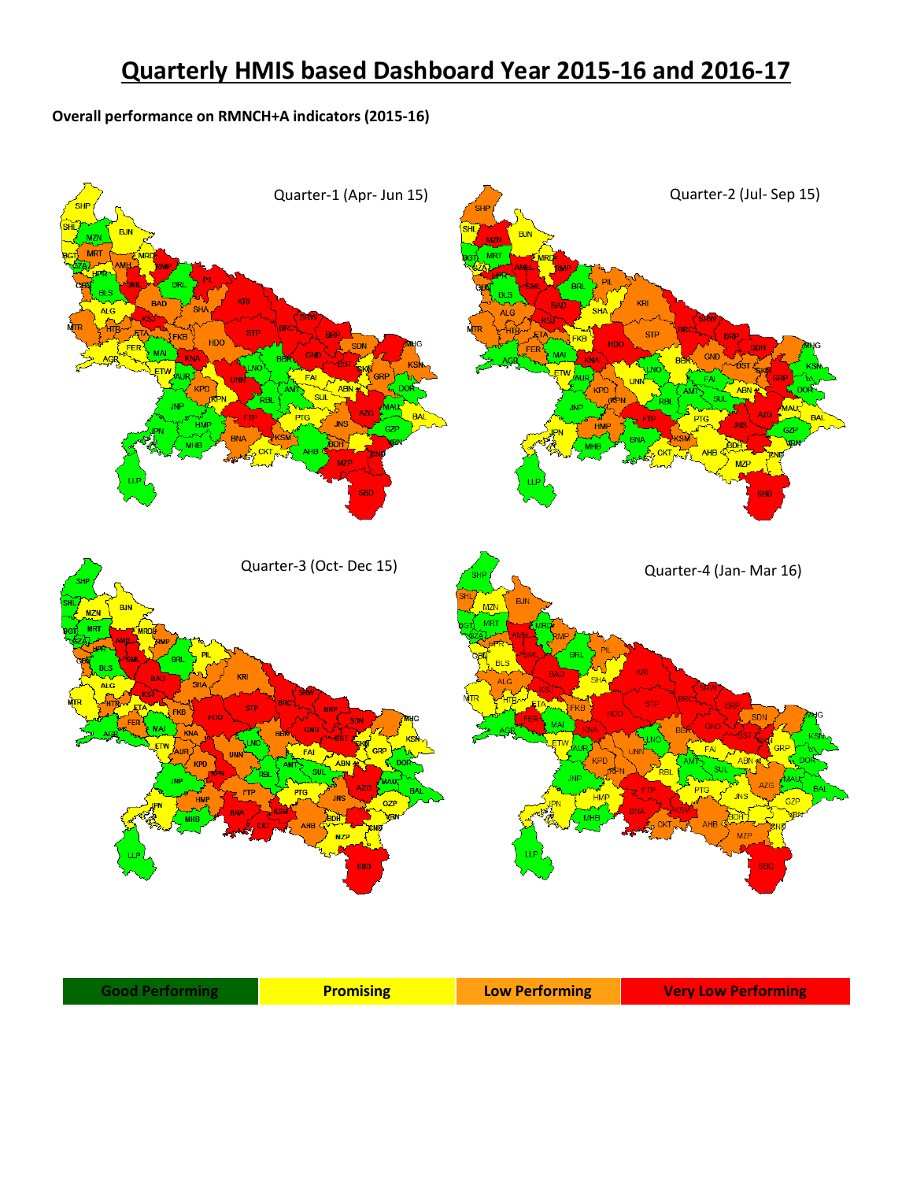# Quarterly HMIS based Dashboard Year 2015-16 and 2016-17

**Overall performance on RMNCH+A indicators (2015-16)**

Quarter-1 (Apr- Jun 15)

Quarter-2 (Jul- Sep 15)

Quarter-3 (Oct- Dec 15)

Quarter-4 (Jan- Mar 16)

| Good Performing | Promising | Low Performing | Very Low Performing |
|---|---|---|---|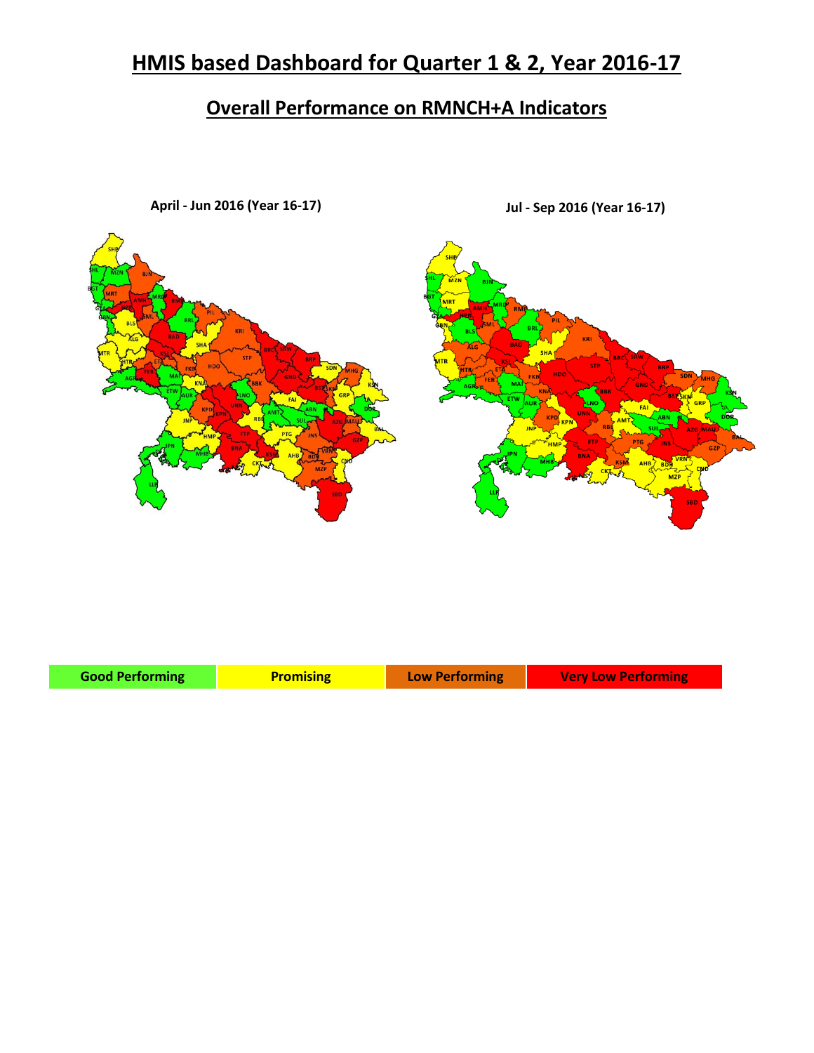# HMIS based Dashboard for Quarter 1 & 2, Year 2016-17

## Overall Performance on RMNCH+A Indicators

**April - Jun 2016 (Year 16-17)**

**Jul - Sep 2016 (Year 16-17)**

| Good Performing | Promising | Low Performing | Very Low Performing |
|---|---|---|---|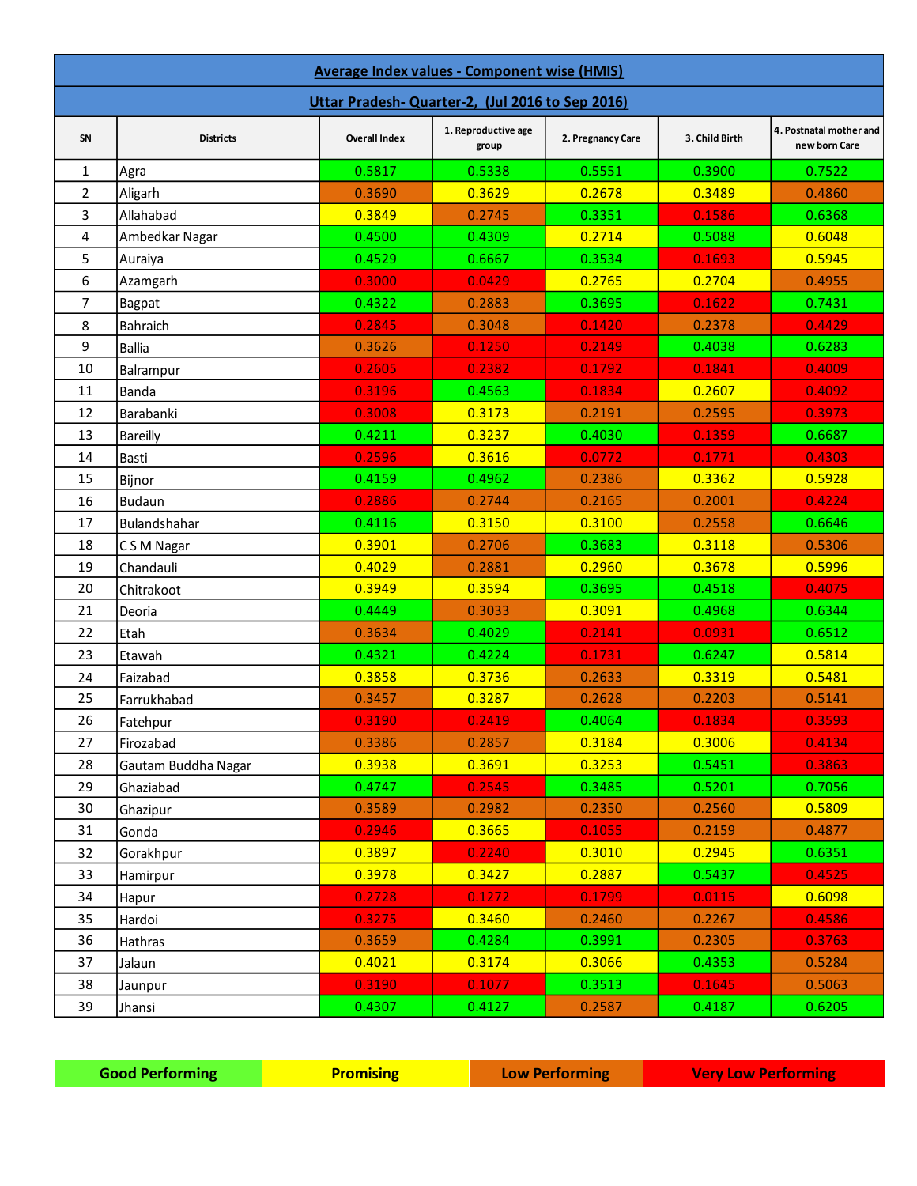## Average Index values - Component wise (HMIS)

## Uttar Pradesh- Quarter-2, (Jul 2016 to Sep 2016)

| SN | Districts | Overall Index | 1. Reproductive age group | 2. Pregnancy Care | 3. Child Birth | 4. Postnatal mother and new born Care |
|---|---|---|---|---|---|---|
| 1 | Agra | 0.5817 | 0.5338 | 0.5551 | 0.3900 | 0.7522 |
| 2 | Aligarh | 0.3690 | 0.3629 | 0.2678 | 0.3489 | 0.4860 |
| 3 | Allahabad | 0.3849 | 0.2745 | 0.3351 | 0.1586 | 0.6368 |
| 4 | Ambedkar Nagar | 0.4500 | 0.4309 | 0.2714 | 0.5088 | 0.6048 |
| 5 | Auraiya | 0.4529 | 0.6667 | 0.3534 | 0.1693 | 0.5945 |
| 6 | Azamgarh | 0.3000 | 0.0429 | 0.2765 | 0.2704 | 0.4955 |
| 7 | Bagpat | 0.4322 | 0.2883 | 0.3695 | 0.1622 | 0.7431 |
| 8 | Bahraich | 0.2845 | 0.3048 | 0.1420 | 0.2378 | 0.4429 |
| 9 | Ballia | 0.3626 | 0.1250 | 0.2149 | 0.4038 | 0.6283 |
| 10 | Balrampur | 0.2605 | 0.2382 | 0.1792 | 0.1841 | 0.4009 |
| 11 | Banda | 0.3196 | 0.4563 | 0.1834 | 0.2607 | 0.4092 |
| 12 | Barabanki | 0.3008 | 0.3173 | 0.2191 | 0.2595 | 0.3973 |
| 13 | Bareilly | 0.4211 | 0.3237 | 0.4030 | 0.1359 | 0.6687 |
| 14 | Basti | 0.2596 | 0.3616 | 0.0772 | 0.1771 | 0.4303 |
| 15 | Bijnor | 0.4159 | 0.4962 | 0.2386 | 0.3362 | 0.5928 |
| 16 | Budaun | 0.2886 | 0.2744 | 0.2165 | 0.2001 | 0.4224 |
| 17 | Bulandshahar | 0.4116 | 0.3150 | 0.3100 | 0.2558 | 0.6646 |
| 18 | C S M Nagar | 0.3901 | 0.2706 | 0.3683 | 0.3118 | 0.5306 |
| 19 | Chandauli | 0.4029 | 0.2881 | 0.2960 | 0.3678 | 0.5996 |
| 20 | Chitrakoot | 0.3949 | 0.3594 | 0.3695 | 0.4518 | 0.4075 |
| 21 | Deoria | 0.4449 | 0.3033 | 0.3091 | 0.4968 | 0.6344 |
| 22 | Etah | 0.3634 | 0.4029 | 0.2141 | 0.0931 | 0.6512 |
| 23 | Etawah | 0.4321 | 0.4224 | 0.1731 | 0.6247 | 0.5814 |
| 24 | Faizabad | 0.3858 | 0.3736 | 0.2633 | 0.3319 | 0.5481 |
| 25 | Farrukhabad | 0.3457 | 0.3287 | 0.2628 | 0.2203 | 0.5141 |
| 26 | Fatehpur | 0.3190 | 0.2419 | 0.4064 | 0.1834 | 0.3593 |
| 27 | Firozabad | 0.3386 | 0.2857 | 0.3184 | 0.3006 | 0.4134 |
| 28 | Gautam Buddha Nagar | 0.3938 | 0.3691 | 0.3253 | 0.5451 | 0.3863 |
| 29 | Ghaziabad | 0.4747 | 0.2545 | 0.3485 | 0.5201 | 0.7056 |
| 30 | Ghazipur | 0.3589 | 0.2982 | 0.2350 | 0.2560 | 0.5809 |
| 31 | Gonda | 0.2946 | 0.3665 | 0.1055 | 0.2159 | 0.4877 |
| 32 | Gorakhpur | 0.3897 | 0.2240 | 0.3010 | 0.2945 | 0.6351 |
| 33 | Hamirpur | 0.3978 | 0.3427 | 0.2887 | 0.5437 | 0.4525 |
| 34 | Hapur | 0.2728 | 0.1272 | 0.1799 | 0.0115 | 0.6098 |
| 35 | Hardoi | 0.3275 | 0.3460 | 0.2460 | 0.2267 | 0.4586 |
| 36 | Hathras | 0.3659 | 0.4284 | 0.3991 | 0.2305 | 0.3763 |
| 37 | Jalaun | 0.4021 | 0.3174 | 0.3066 | 0.4353 | 0.5284 |
| 38 | Jaunpur | 0.3190 | 0.1077 | 0.3513 | 0.1645 | 0.5063 |
| 39 | Jhansi | 0.4307 | 0.4127 | 0.2587 | 0.4187 | 0.6205 |

| Good Performing | Promising | Low Performing | Very Low Performing |
|---|---|---|---|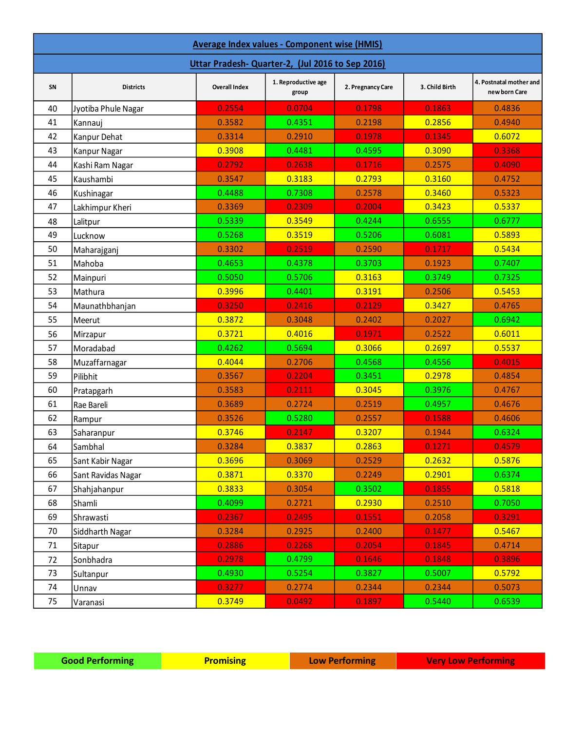| Average Index values - Component wise (HMIS) | | | | | | |
|---|---|---|---|---|---|---|
| Uttar Pradesh- Quarter-2, (Jul 2016 to Sep 2016) | | | | | | |
| SN | Districts | Overall Index | 1. Reproductive age group | 2. Pregnancy Care | 3. Child Birth | 4. Postnatal mother and new born Care |
| 40 | Jyotiba Phule Nagar | 0.2554 | 0.0704 | 0.1798 | 0.1863 | 0.4836 |
| 41 | Kannauj | 0.3582 | 0.4351 | 0.2198 | 0.2856 | 0.4940 |
| 42 | Kanpur Dehat | 0.3314 | 0.2910 | 0.1978 | 0.1345 | 0.6072 |
| 43 | Kanpur Nagar | 0.3908 | 0.4481 | 0.4595 | 0.3090 | 0.3368 |
| 44 | Kashi Ram Nagar | 0.2792 | 0.2638 | 0.1716 | 0.2575 | 0.4090 |
| 45 | Kaushambi | 0.3547 | 0.3183 | 0.2793 | 0.3160 | 0.4752 |
| 46 | Kushinagar | 0.4488 | 0.7308 | 0.2578 | 0.3460 | 0.5323 |
| 47 | Lakhimpur Kheri | 0.3369 | 0.2309 | 0.2004 | 0.3423 | 0.5337 |
| 48 | Lalitpur | 0.5339 | 0.3549 | 0.4244 | 0.6555 | 0.6777 |
| 49 | Lucknow | 0.5268 | 0.3519 | 0.5206 | 0.6081 | 0.5893 |
| 50 | Maharajganj | 0.3302 | 0.2519 | 0.2590 | 0.1717 | 0.5434 |
| 51 | Mahoba | 0.4653 | 0.4378 | 0.3703 | 0.1923 | 0.7407 |
| 52 | Mainpuri | 0.5050 | 0.5706 | 0.3163 | 0.3749 | 0.7325 |
| 53 | Mathura | 0.3996 | 0.4401 | 0.3191 | 0.2506 | 0.5453 |
| 54 | Maunathbhanjan | 0.3250 | 0.2416 | 0.2129 | 0.3427 | 0.4765 |
| 55 | Meerut | 0.3872 | 0.3048 | 0.2402 | 0.2027 | 0.6942 |
| 56 | Mirzapur | 0.3721 | 0.4016 | 0.1971 | 0.2522 | 0.6011 |
| 57 | Moradabad | 0.4262 | 0.5694 | 0.3066 | 0.2697 | 0.5537 |
| 58 | Muzaffarnagar | 0.4044 | 0.2706 | 0.4568 | 0.4556 | 0.4015 |
| 59 | Pilibhit | 0.3567 | 0.2204 | 0.3451 | 0.2978 | 0.4854 |
| 60 | Pratapgarh | 0.3583 | 0.2111 | 0.3045 | 0.3976 | 0.4767 |
| 61 | Rae Bareli | 0.3689 | 0.2724 | 0.2519 | 0.4957 | 0.4676 |
| 62 | Rampur | 0.3526 | 0.5280 | 0.2557 | 0.1588 | 0.4606 |
| 63 | Saharanpur | 0.3746 | 0.2147 | 0.3207 | 0.1944 | 0.6324 |
| 64 | Sambhal | 0.3284 | 0.3837 | 0.2863 | 0.1271 | 0.4579 |
| 65 | Sant Kabir Nagar | 0.3696 | 0.3069 | 0.2529 | 0.2632 | 0.5876 |
| 66 | Sant Ravidas Nagar | 0.3871 | 0.3370 | 0.2249 | 0.2901 | 0.6374 |
| 67 | Shahjahanpur | 0.3833 | 0.3054 | 0.3502 | 0.1855 | 0.5818 |
| 68 | Shamli | 0.4099 | 0.2721 | 0.2930 | 0.2510 | 0.7050 |
| 69 | Shrawasti | 0.2367 | 0.2495 | 0.1551 | 0.2058 | 0.3291 |
| 70 | Siddharth Nagar | 0.3284 | 0.2925 | 0.2400 | 0.1477 | 0.5467 |
| 71 | Sitapur | 0.2886 | 0.2268 | 0.2054 | 0.1845 | 0.4714 |
| 72 | Sonbhadra | 0.2978 | 0.4799 | 0.1646 | 0.1848 | 0.3896 |
| 73 | Sultanpur | 0.4930 | 0.5254 | 0.3827 | 0.5007 | 0.5792 |
| 74 | Unnav | 0.3277 | 0.2774 | 0.2344 | 0.2344 | 0.5073 |
| 75 | Varanasi | 0.3749 | 0.0492 | 0.1897 | 0.5440 | 0.6539 |

**Good Performing** | **Promising** | **Low Performing** | **Very Low Performing**